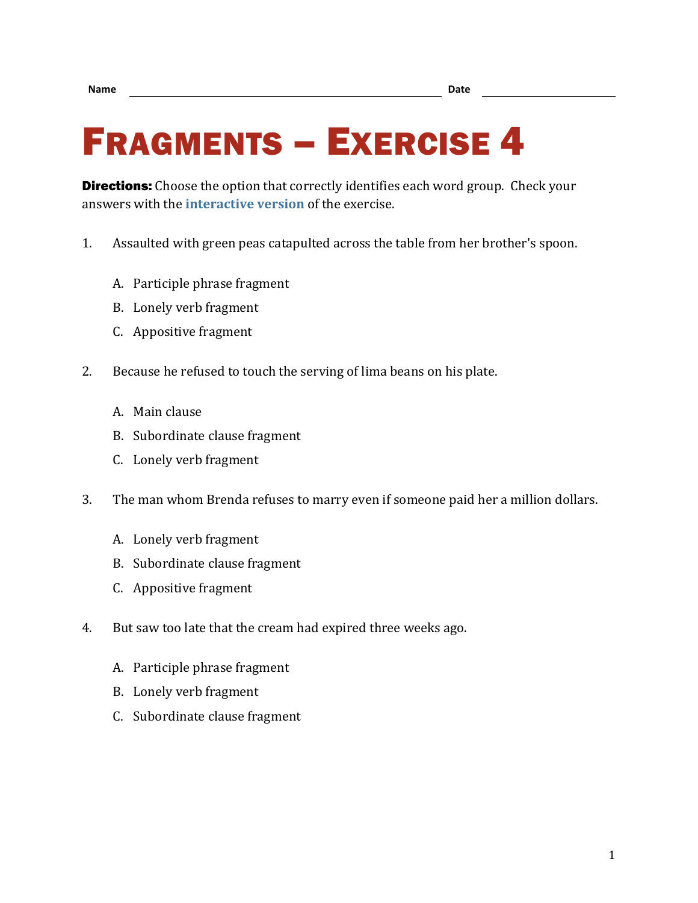Name \_\_\_\_\_\_\_\_\_\_\_\_\_\_\_\_\_\_\_\_\_\_\_\_\_\_\_\_\_\_\_\_\_\_\_\_\_\_\_\_ Date \_\_\_\_\_\_\_\_\_\_\_\_\_\_\_\_\_\_\_\_

# Fragments – Exercise 4

**Directions:** Choose the option that correctly identifies each word group. Check your answers with the **interactive version** of the exercise.

1. Assaulted with green peas catapulted across the table from her brother's spoon.

    A. Participle phrase fragment
    B. Lonely verb fragment
    C. Appositive fragment

2. Because he refused to touch the serving of lima beans on his plate.

    A. Main clause
    B. Subordinate clause fragment
    C. Lonely verb fragment

3. The man whom Brenda refuses to marry even if someone paid her a million dollars.

    A. Lonely verb fragment
    B. Subordinate clause fragment
    C. Appositive fragment

4. But saw too late that the cream had expired three weeks ago.

    A. Participle phrase fragment
    B. Lonely verb fragment
    C. Subordinate clause fragment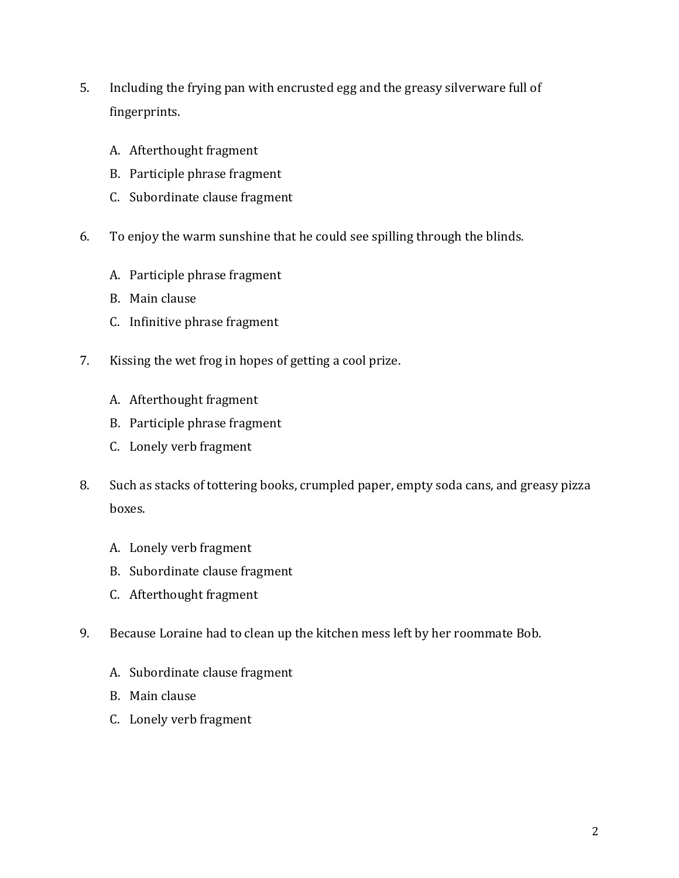5. Including the frying pan with encrusted egg and the greasy silverware full of fingerprints.

   A. Afterthought fragment
   B. Participle phrase fragment
   C. Subordinate clause fragment

6. To enjoy the warm sunshine that he could see spilling through the blinds.

   A. Participle phrase fragment
   B. Main clause
   C. Infinitive phrase fragment

7. Kissing the wet frog in hopes of getting a cool prize.

   A. Afterthought fragment
   B. Participle phrase fragment
   C. Lonely verb fragment

8. Such as stacks of tottering books, crumpled paper, empty soda cans, and greasy pizza boxes.

   A. Lonely verb fragment
   B. Subordinate clause fragment
   C. Afterthought fragment

9. Because Loraine had to clean up the kitchen mess left by her roommate Bob.

   A. Subordinate clause fragment
   B. Main clause
   C. Lonely verb fragment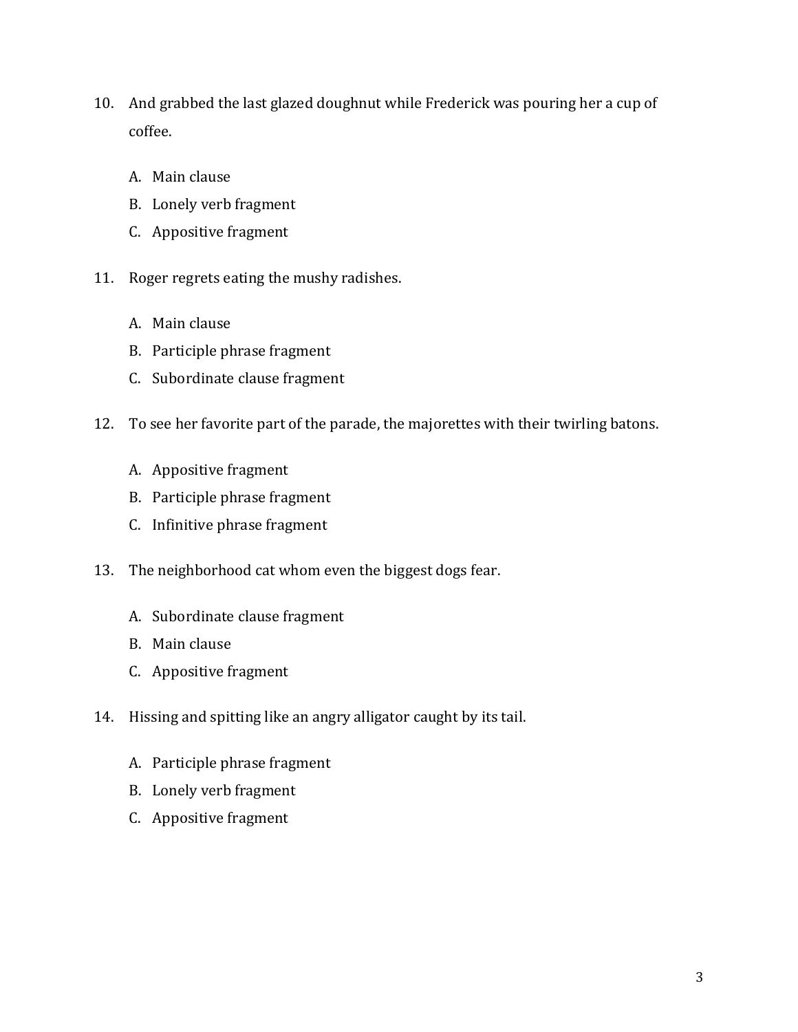10. And grabbed the last glazed doughnut while Frederick was pouring her a cup of coffee.

    A. Main clause
    B. Lonely verb fragment
    C. Appositive fragment

11. Roger regrets eating the mushy radishes.

    A. Main clause
    B. Participle phrase fragment
    C. Subordinate clause fragment

12. To see her favorite part of the parade, the majorettes with their twirling batons.

    A. Appositive fragment
    B. Participle phrase fragment
    C. Infinitive phrase fragment

13. The neighborhood cat whom even the biggest dogs fear.

    A. Subordinate clause fragment
    B. Main clause
    C. Appositive fragment

14. Hissing and spitting like an angry alligator caught by its tail.

    A. Participle phrase fragment
    B. Lonely verb fragment
    C. Appositive fragment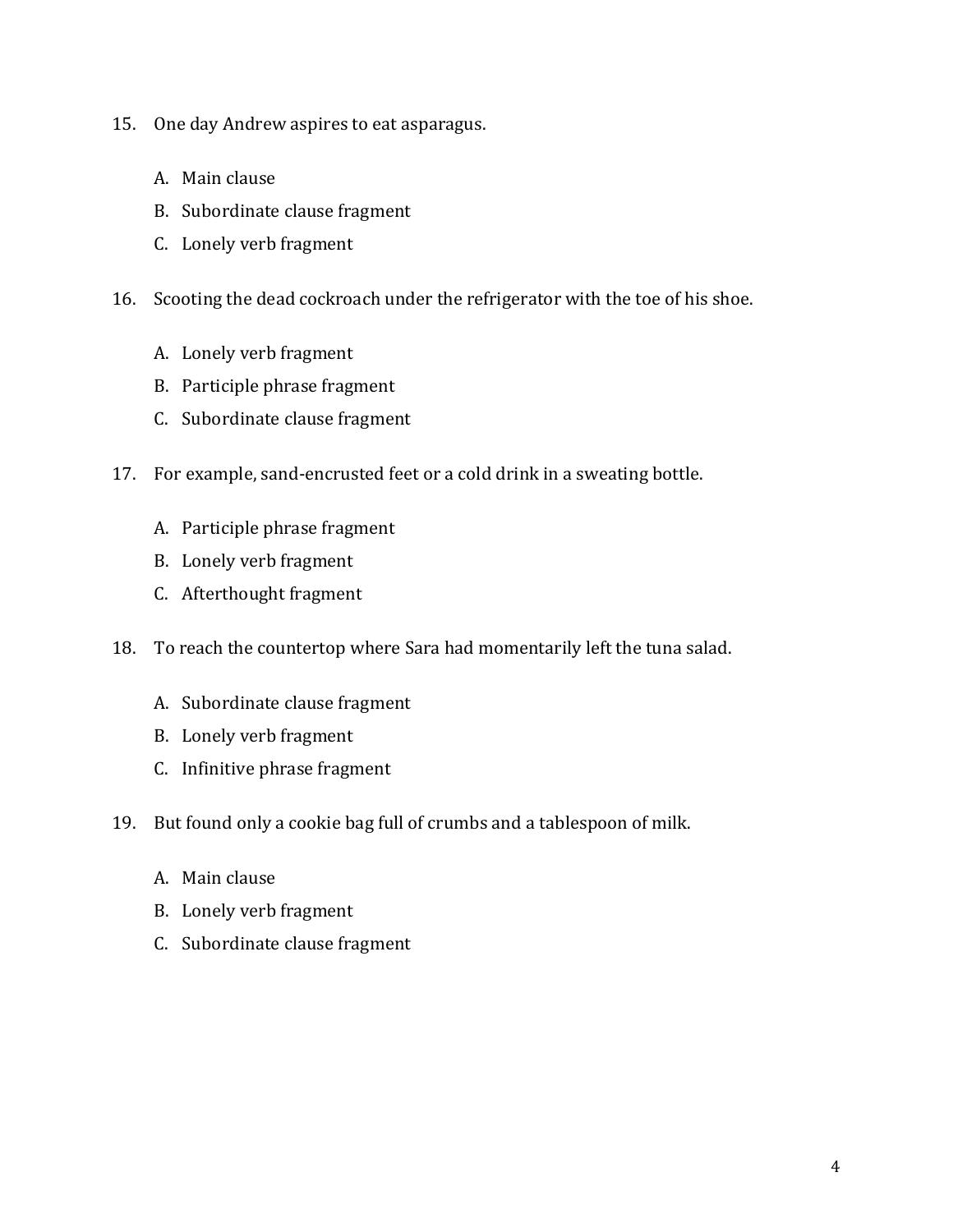15. One day Andrew aspires to eat asparagus.

    A. Main clause
    B. Subordinate clause fragment
    C. Lonely verb fragment

16. Scooting the dead cockroach under the refrigerator with the toe of his shoe.

    A. Lonely verb fragment
    B. Participle phrase fragment
    C. Subordinate clause fragment

17. For example, sand-encrusted feet or a cold drink in a sweating bottle.

    A. Participle phrase fragment
    B. Lonely verb fragment
    C. Afterthought fragment

18. To reach the countertop where Sara had momentarily left the tuna salad.

    A. Subordinate clause fragment
    B. Lonely verb fragment
    C. Infinitive phrase fragment

19. But found only a cookie bag full of crumbs and a tablespoon of milk.

    A. Main clause
    B. Lonely verb fragment
    C. Subordinate clause fragment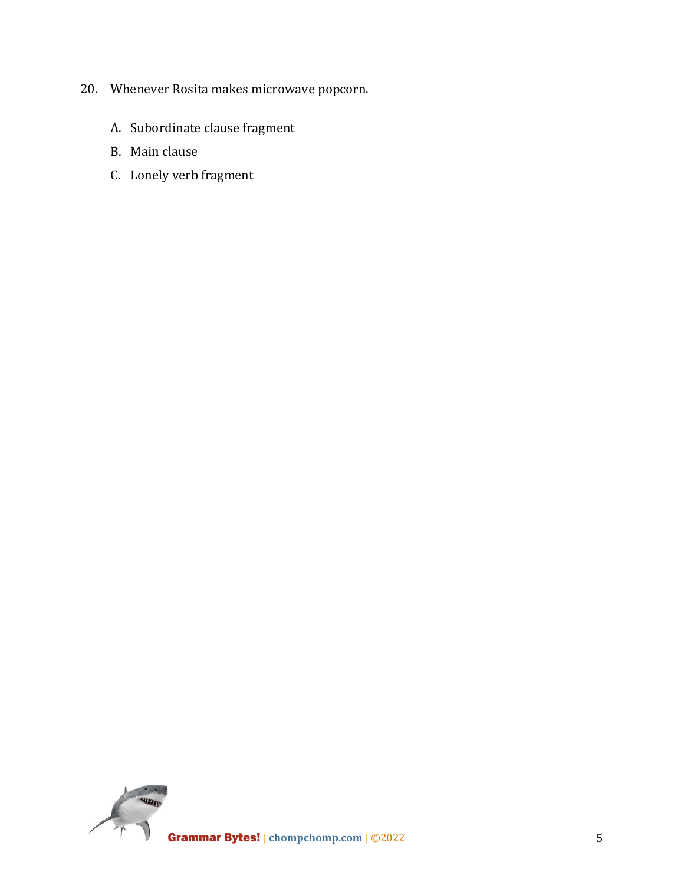20. Whenever Rosita makes microwave popcorn.

    A. Subordinate clause fragment
    B. Main clause
    C. Lonely verb fragment